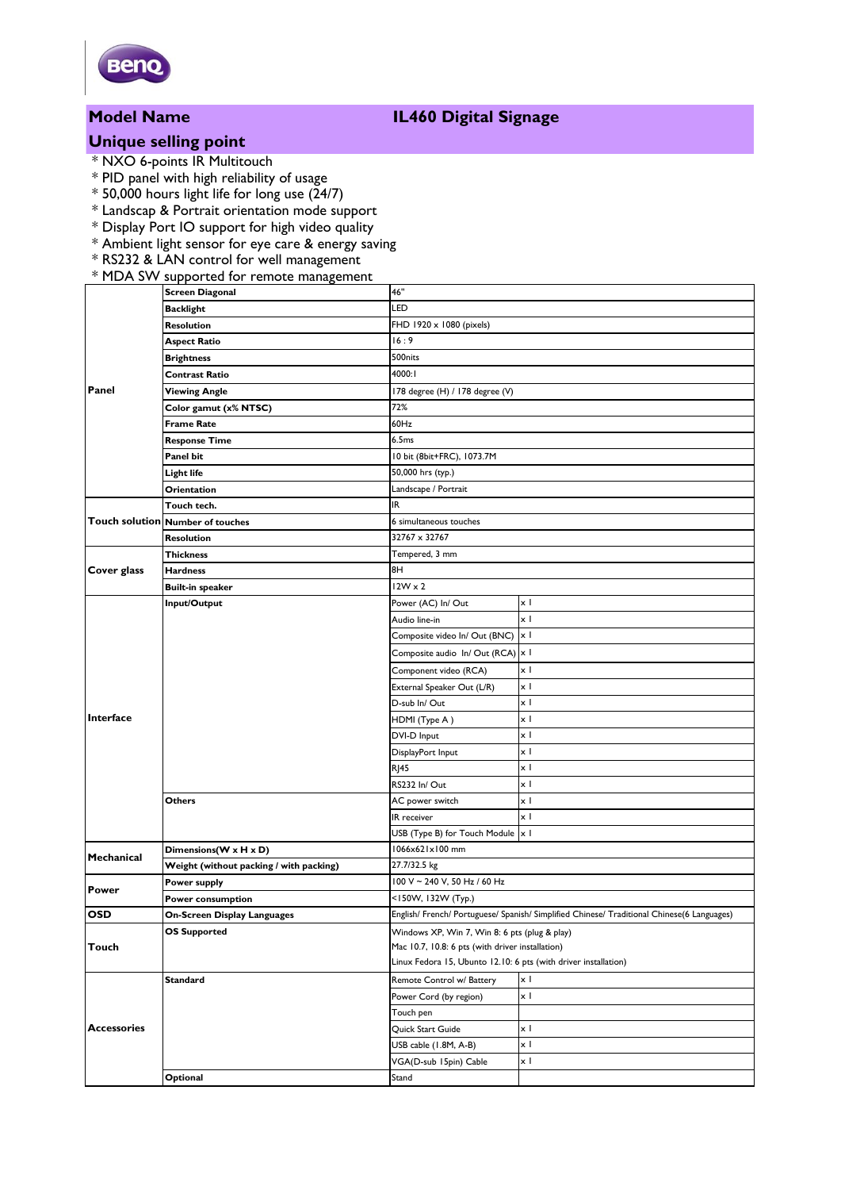BenQ

## Model Name — IL460 Digital Signage

## Unique selling point

* NXO 6-points IR Multitouch
* PID panel with high reliability of usage
* 50,000 hours light life for long use (24/7)
* Landscap & Portrait orientation mode support
* Display Port IO support for high video quality
* Ambient light sensor for eye care & energy saving
* RS232 & LAN control for well management
* MDA SW supported for remote management

| | | | |
|---|---|---|---|
| Panel | **Screen Diagonal** | 46" | |
| | **Backlight** | LED | |
| | **Resolution** | FHD 1920 x 1080 (pixels) | |
| | **Aspect Ratio** | 16 : 9 | |
| | **Brightness** | 500nits | |
| | **Contrast Ratio** | 4000:1 | |
| | **Viewing Angle** | 178 degree (H) / 178 degree (V) | |
| | **Color gamut (x% NTSC)** | 72% | |
| | **Frame Rate** | 60Hz | |
| | **Response Time** | 6.5ms | |
| | **Panel bit** | 10 bit (8bit+FRC), 1073.7M | |
| | **Light life** | 50,000 hrs (typ.) | |
| | **Orientation** | Landscape / Portrait | |
| Touch solution | **Touch tech.** | IR | |
| | **Number of touches** | 6 simultaneous touches | |
| | **Resolution** | 32767 x 32767 | |
| Cover glass | **Thickness** | Tempered, 3 mm | |
| | **Hardness** | 8H | |
| | **Built-in speaker** | 12W x 2 | |
| Interface | **Input/Output** | Power (AC) In/ Out | x 1 |
| | | Audio line-in | x 1 |
| | | Composite video In/ Out (BNC) | x 1 |
| | | Composite audio In/ Out (RCA) | x 1 |
| | | Component video (RCA) | x 1 |
| | | External Speaker Out (L/R) | x 1 |
| | | D-sub In/ Out | x 1 |
| | | HDMI (Type A ) | x 1 |
| | | DVI-D Input | x 1 |
| | | DisplayPort Input | x 1 |
| | | RJ45 | x 1 |
| | | RS232 In/ Out | x 1 |
| | **Others** | AC power switch | x 1 |
| | | IR receiver | x 1 |
| | | USB (Type B) for Touch Module | x 1 |
| Mechanical | **Dimensions(W x H x D)** | 1066x621x100 mm | |
| | **Weight (without packing / with packing)** | 27.7/32.5 kg | |
| Power | **Power supply** | 100 V ~ 240 V, 50 Hz / 60 Hz | |
| | **Power consumption** | <150W, 132W (Typ.) | |
| OSD | **On-Screen Display Languages** | English/ French/ Portuguese/ Spanish/ Simplified Chinese/ Traditional Chinese(6 Languages) | |
| Touch | **OS Supported** | Windows XP, Win 7, Win 8: 6 pts (plug & play)<br>Mac 10.7, 10.8: 6 pts (with driver installation)<br>Linux Fedora 15, Ubuntu 12.10: 6 pts (with driver installation) | |
| Accessories | **Standard** | Remote Control w/ Battery | x 1 |
| | | Power Cord (by region) | x 1 |
| | | Touch pen | |
| | | Quick Start Guide | x 1 |
| | | USB cable (1.8M, A-B) | x 1 |
| | | VGA(D-sub 15pin) Cable | x 1 |
| | **Optional** | Stand | |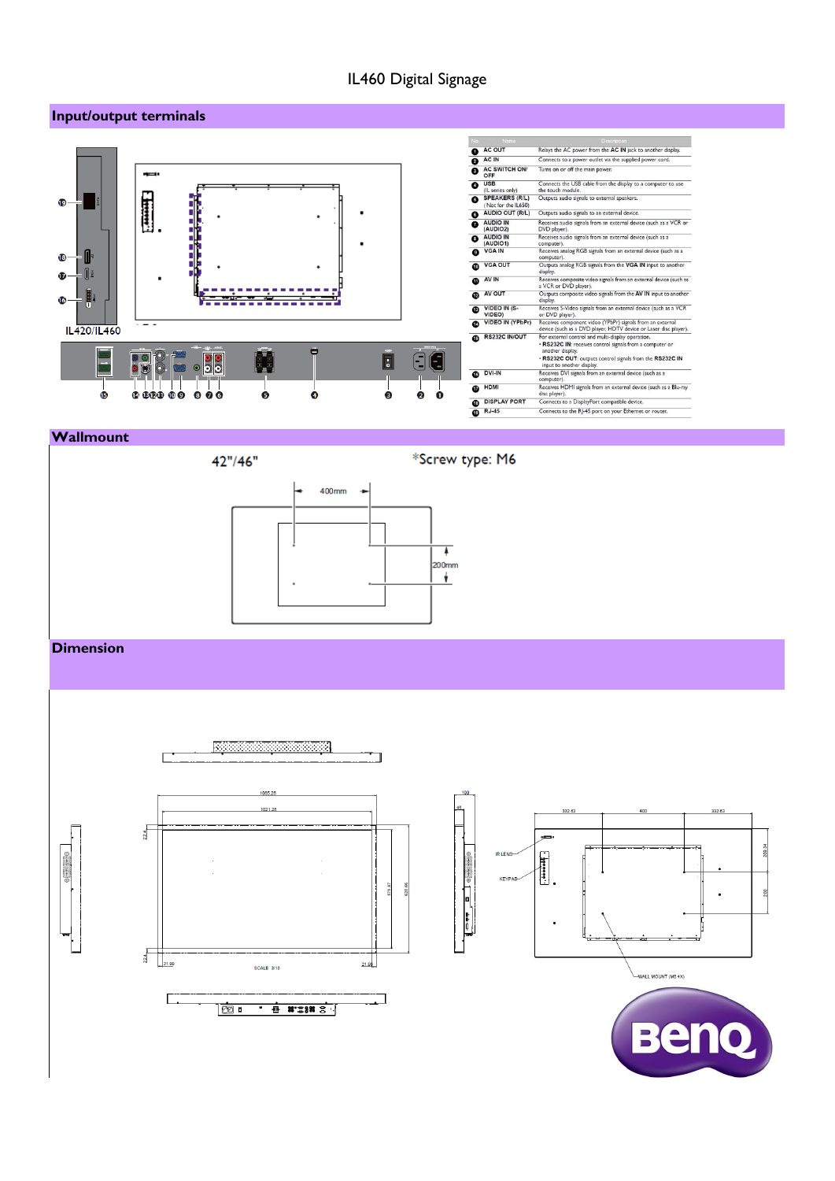IL460 Digital Signage

## Input/output terminals

IL420/IL460

| No. | Name | Description |
|---|---|---|
| 1 | AC OUT | Relays the AC power from the AC IN jack to another display. |
| 2 | AC IN | Connects to a power outlet via the supplied power cord. |
| 3 | AC SWITCH ON/ OFF | Turns on or off the main power. |
| 4 | USB (IL series only) | Connects the USB cable from the display to a computer to use the touch module. |
| 5 | SPEAKERS (R/L) (Not for the IL650) | Outputs audio signals to external speakers. |
| 6 | AUDIO OUT (R/L) | Outputs audio signals to an external device. |
| 7 | AUDIO IN (AUDIO2) | Receives audio signals from an external device (such as a VCR or DVD player). |
| 8 | AUDIO IN (AUDIO1) | Receives audio signals from an external device (such as a computer). |
| 9 | VGA IN | Receives analog RGB signals from an external device (such as a computer). |
| 10 | VGA OUT | Outputs analog RGB signals from the VGA IN input to another display. |
| 11 | AV IN | Receives composite video signals from an external device (such as a VCR or DVD player). |
| 12 | AV OUT | Outputs composite video signals from the AV IN input to another display. |
| 13 | VIDEO IN (S-VIDEO) | Receives S-Video signals from an external device (such as a VCR or DVD player). |
| 14 | VIDEO IN (YPbPr) | Receives component video (YPbPr) signals from an external device (such as a DVD player, HDTV device or Laser disc player). |
| 15 | RS232C IN/OUT | For external control and multi-display operation. • RS232C IN: receives control signals from a computer or another display. • RS232C OUT: outputs control signals from the RS232C IN input to another display. |
| 16 | DVI-IN | Receives DVI signals from an external device (such as a computer). |
| 17 | HDMI | Receives HDMI signals from an external device (such as a Blu-ray disc player). |
| 18 | DISPLAY PORT | Connects to a DisplayPort compatible device. |
| 19 | RJ-45 | Connects to the RJ-45 port on your Ethernet or router. |

## Wallmount

42"/46"

*Screw type: M6

400mm

200mm

## Dimension

1065.26

1021.26

22.4

575.87

620.66

21.99

SCALE 8/10

100

48

332.63

400

332.63

IR LENS

KEYPAD

WALL MOUNT (M6 4X)

209.34

200